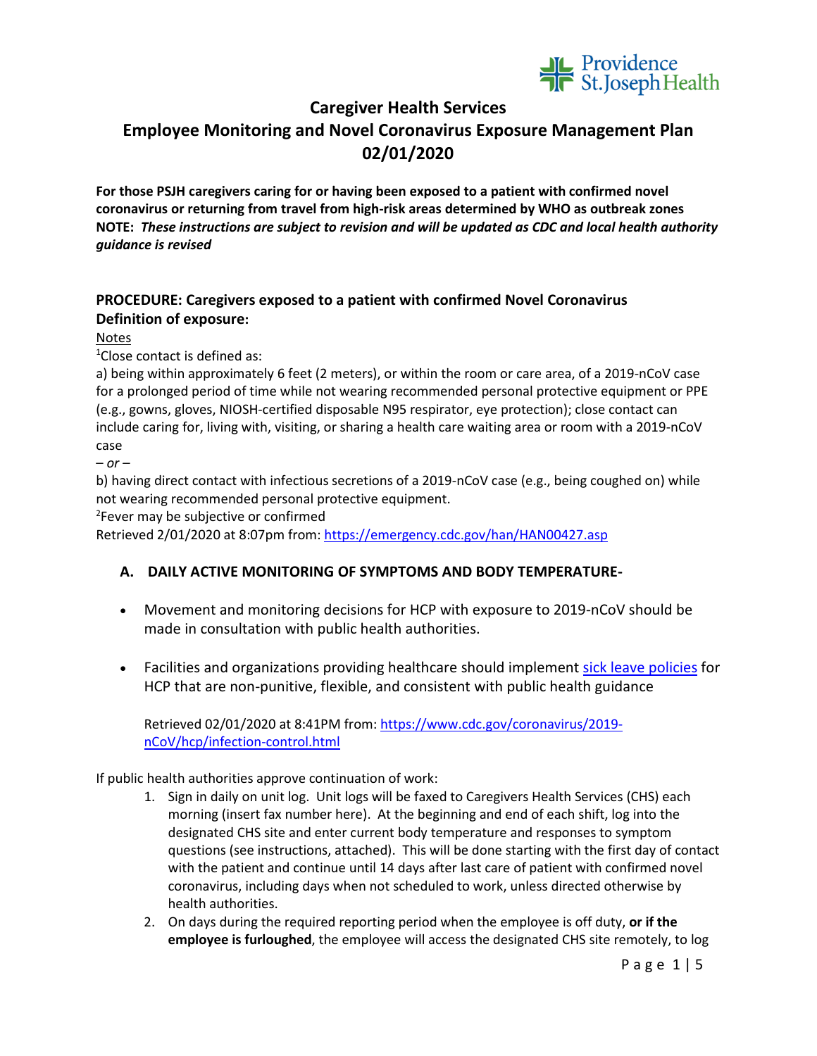Providence St. Joseph Health

# Caregiver Health Services

# Employee Monitoring and Novel Coronavirus Exposure Management Plan

# 02/01/2020

**For those PSJH caregivers caring for or having been exposed to a patient with confirmed novel coronavirus or returning from travel from high-risk areas determined by WHO as outbreak zones**
**NOTE:** ***These instructions are subject to revision and will be updated as CDC and local health authority guidance is revised***

## PROCEDURE: Caregivers exposed to a patient with confirmed Novel Coronavirus

### Definition of exposure:

Notes

[1]Close contact is defined as:

a) being within approximately 6 feet (2 meters), or within the room or care area, of a 2019-nCoV case for a prolonged period of time while not wearing recommended personal protective equipment or PPE (e.g., gowns, gloves, NIOSH-certified disposable N95 respirator, eye protection); close contact can include caring for, living with, visiting, or sharing a health care waiting area or room with a 2019-nCoV case

*– or –*

b) having direct contact with infectious secretions of a 2019-nCoV case (e.g., being coughed on) while not wearing recommended personal protective equipment.

[2]Fever may be subjective or confirmed

Retrieved 2/01/2020 at 8:07pm from: https://emergency.cdc.gov/han/HAN00427.asp

### A. DAILY ACTIVE MONITORING OF SYMPTOMS AND BODY TEMPERATURE-

- Movement and monitoring decisions for HCP with exposure to 2019-nCoV should be made in consultation with public health authorities.
- Facilities and organizations providing healthcare should implement sick leave policies for HCP that are non-punitive, flexible, and consistent with public health guidance

  Retrieved 02/01/2020 at 8:41PM from: https://www.cdc.gov/coronavirus/2019-nCoV/hcp/infection-control.html

If public health authorities approve continuation of work:

1. Sign in daily on unit log. Unit logs will be faxed to Caregivers Health Services (CHS) each morning (insert fax number here). At the beginning and end of each shift, log into the designated CHS site and enter current body temperature and responses to symptom questions (see instructions, attached). This will be done starting with the first day of contact with the patient and continue until 14 days after last care of patient with confirmed novel coronavirus, including days when not scheduled to work, unless directed otherwise by health authorities.
2. On days during the required reporting period when the employee is off duty, **or if the employee is furloughed**, the employee will access the designated CHS site remotely, to log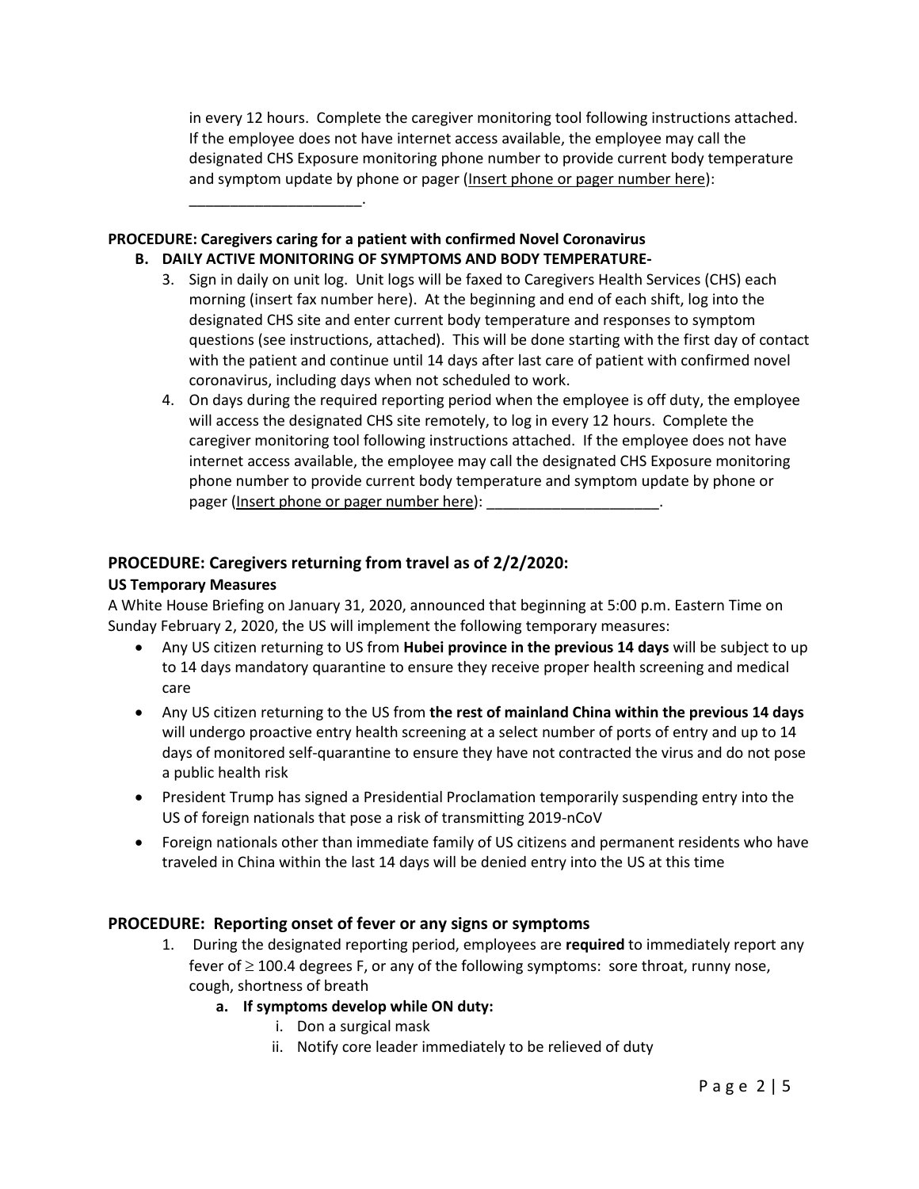in every 12 hours. Complete the caregiver monitoring tool following instructions attached. If the employee does not have internet access available, the employee may call the designated CHS Exposure monitoring phone number to provide current body temperature and symptom update by phone or pager (Insert phone or pager number here): _____________________.

**PROCEDURE: Caregivers caring for a patient with confirmed Novel Coronavirus**

**B. DAILY ACTIVE MONITORING OF SYMPTOMS AND BODY TEMPERATURE-**

3. Sign in daily on unit log. Unit logs will be faxed to Caregivers Health Services (CHS) each morning (insert fax number here). At the beginning and end of each shift, log into the designated CHS site and enter current body temperature and responses to symptom questions (see instructions, attached). This will be done starting with the first day of contact with the patient and continue until 14 days after last care of patient with confirmed novel coronavirus, including days when not scheduled to work.
4. On days during the required reporting period when the employee is off duty, the employee will access the designated CHS site remotely, to log in every 12 hours. Complete the caregiver monitoring tool following instructions attached. If the employee does not have internet access available, the employee may call the designated CHS Exposure monitoring phone number to provide current body temperature and symptom update by phone or pager (Insert phone or pager number here): _____________________.

## PROCEDURE: Caregivers returning from travel as of 2/2/2020:

### US Temporary Measures

A White House Briefing on January 31, 2020, announced that beginning at 5:00 p.m. Eastern Time on Sunday February 2, 2020, the US will implement the following temporary measures:

- Any US citizen returning to US from **Hubei province in the previous 14 days** will be subject to up to 14 days mandatory quarantine to ensure they receive proper health screening and medical care
- Any US citizen returning to the US from **the rest of mainland China within the previous 14 days** will undergo proactive entry health screening at a select number of ports of entry and up to 14 days of monitored self-quarantine to ensure they have not contracted the virus and do not pose a public health risk
- President Trump has signed a Presidential Proclamation temporarily suspending entry into the US of foreign nationals that pose a risk of transmitting 2019-nCoV
- Foreign nationals other than immediate family of US citizens and permanent residents who have traveled in China within the last 14 days will be denied entry into the US at this time

## PROCEDURE: Reporting onset of fever or any signs or symptoms

1. During the designated reporting period, employees are **required** to immediately report any fever of $\geq$ 100.4 degrees F, or any of the following symptoms: sore throat, runny nose, cough, shortness of breath
   a. **If symptoms develop while ON duty:**
      i. Don a surgical mask
      ii. Notify core leader immediately to be relieved of duty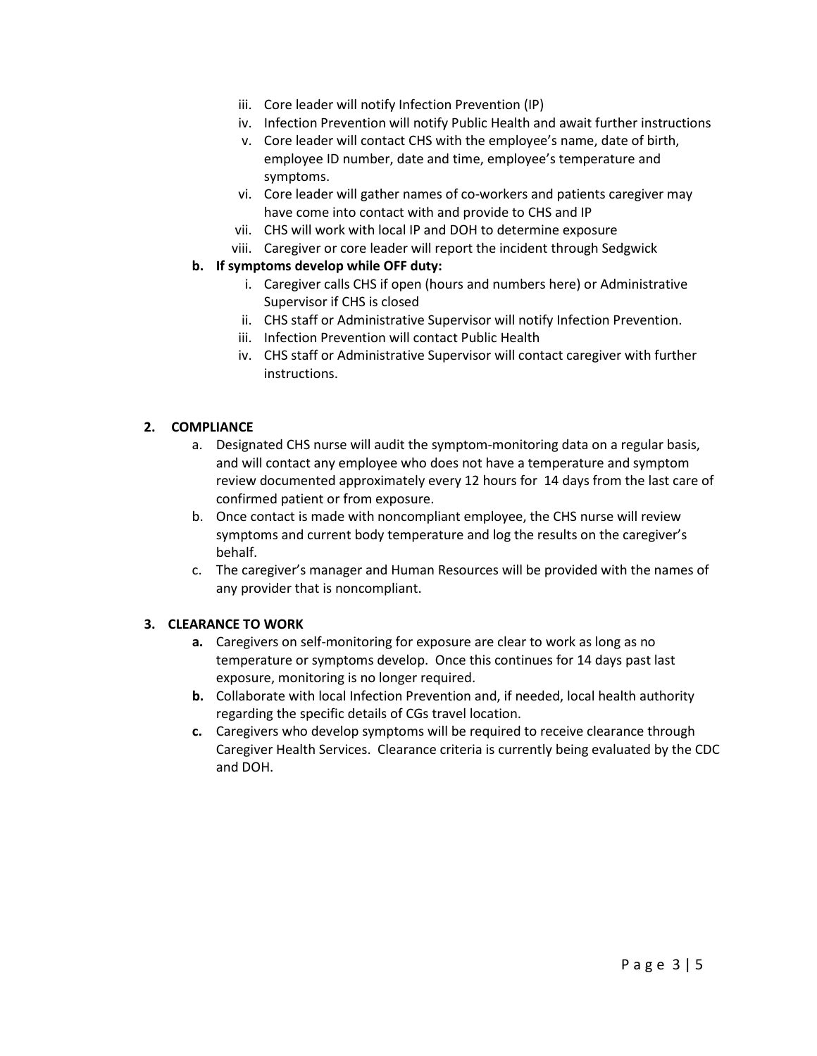iii. Core leader will notify Infection Prevention (IP)
   iv. Infection Prevention will notify Public Health and await further instructions
   v. Core leader will contact CHS with the employee's name, date of birth, employee ID number, date and time, employee's temperature and symptoms.
   vi. Core leader will gather names of co-workers and patients caregiver may have come into contact with and provide to CHS and IP
   vii. CHS will work with local IP and DOH to determine exposure
   viii. Caregiver or core leader will report the incident through Sedgwick

**b. If symptoms develop while OFF duty:**

   i. Caregiver calls CHS if open (hours and numbers here) or Administrative Supervisor if CHS is closed
   ii. CHS staff or Administrative Supervisor will notify Infection Prevention.
   iii. Infection Prevention will contact Public Health
   iv. CHS staff or Administrative Supervisor will contact caregiver with further instructions.

## 2. COMPLIANCE

a. Designated CHS nurse will audit the symptom-monitoring data on a regular basis, and will contact any employee who does not have a temperature and symptom review documented approximately every 12 hours for 14 days from the last care of confirmed patient or from exposure.

b. Once contact is made with noncompliant employee, the CHS nurse will review symptoms and current body temperature and log the results on the caregiver's behalf.

c. The caregiver's manager and Human Resources will be provided with the names of any provider that is noncompliant.

## 3. CLEARANCE TO WORK

**a.** Caregivers on self-monitoring for exposure are clear to work as long as no temperature or symptoms develop. Once this continues for 14 days past last exposure, monitoring is no longer required.

**b.** Collaborate with local Infection Prevention and, if needed, local health authority regarding the specific details of CGs travel location.

**c.** Caregivers who develop symptoms will be required to receive clearance through Caregiver Health Services. Clearance criteria is currently being evaluated by the CDC and DOH.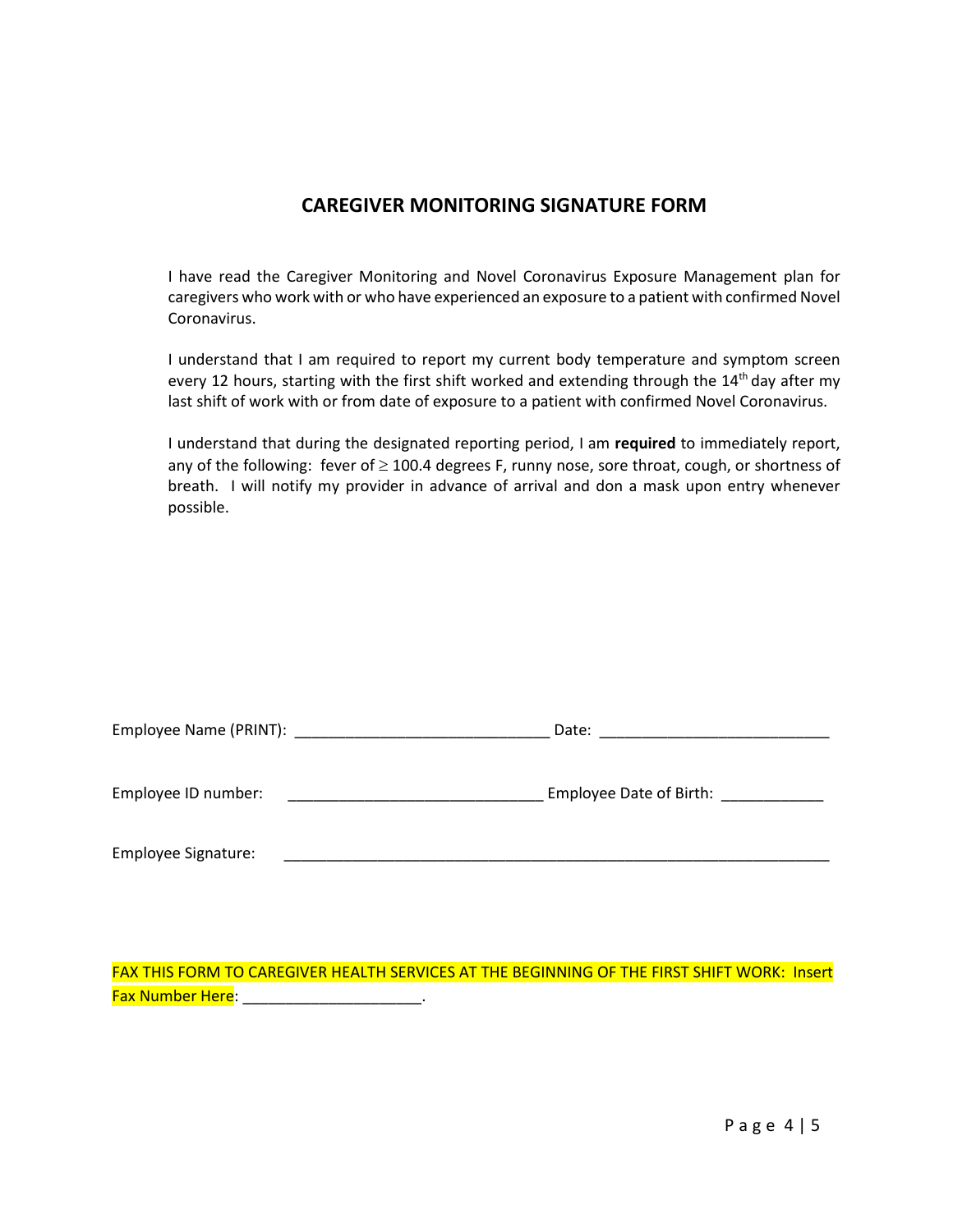## CAREGIVER MONITORING SIGNATURE FORM

I have read the Caregiver Monitoring and Novel Coronavirus Exposure Management plan for caregivers who work with or who have experienced an exposure to a patient with confirmed Novel Coronavirus.

I understand that I am required to report my current body temperature and symptom screen every 12 hours, starting with the first shift worked and extending through the 14th day after my last shift of work with or from date of exposure to a patient with confirmed Novel Coronavirus.

I understand that during the designated reporting period, I am **required** to immediately report, any of the following: fever of $\geq$ 100.4 degrees F, runny nose, sore throat, cough, or shortness of breath. I will notify my provider in advance of arrival and don a mask upon entry whenever possible.

Employee Name (PRINT): ______________________________ Date: ___________________________

Employee ID number: ______________________________ Employee Date of Birth: ____________

Employee Signature: ________________________________________________________________

FAX THIS FORM TO CAREGIVER HEALTH SERVICES AT THE BEGINNING OF THE FIRST SHIFT WORK: Insert Fax Number Here: _____________________.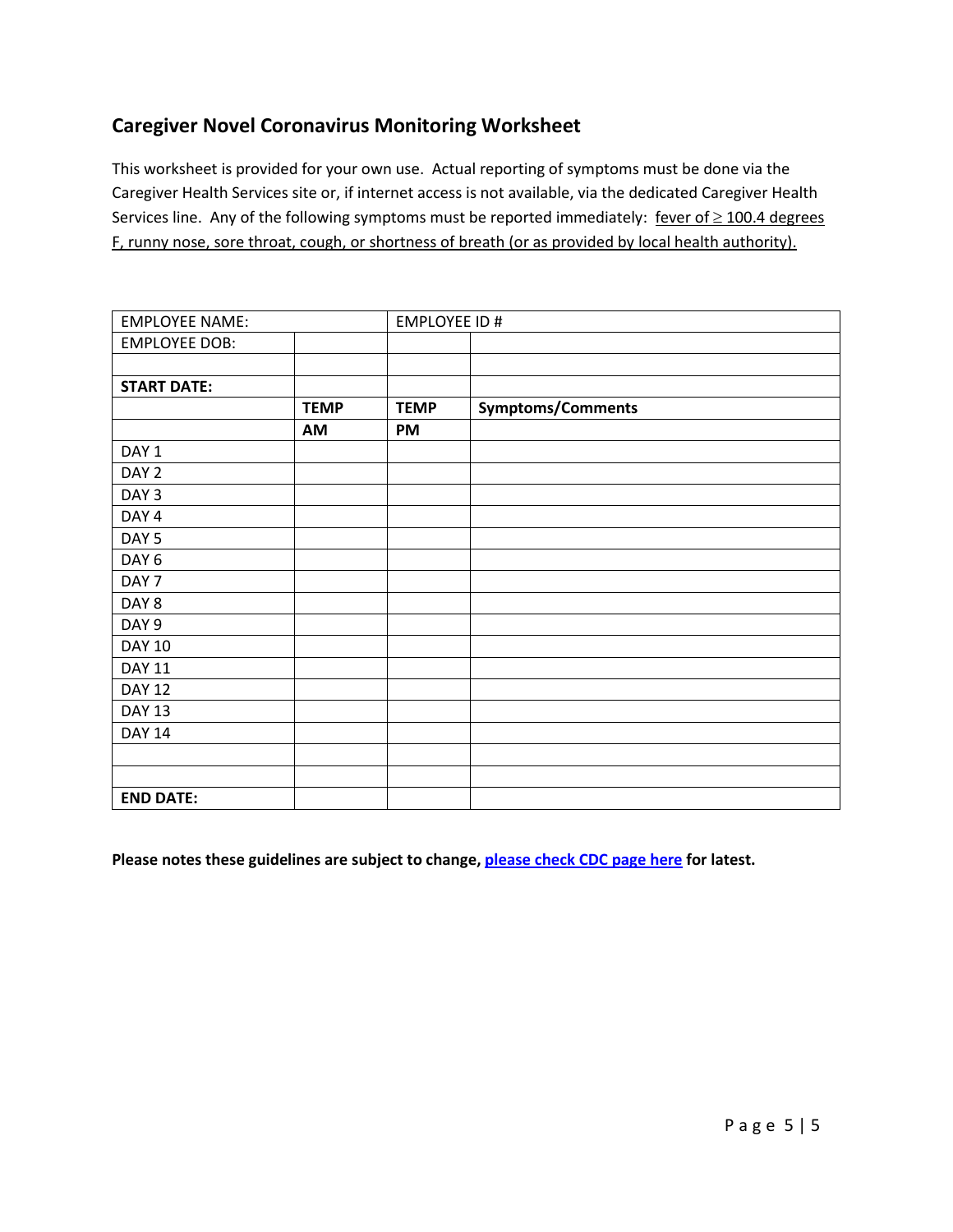## Caregiver Novel Coronavirus Monitoring Worksheet

This worksheet is provided for your own use. Actual reporting of symptoms must be done via the Caregiver Health Services site or, if internet access is not available, via the dedicated Caregiver Health Services line. Any of the following symptoms must be reported immediately: <u>fever of $\geq$ 100.4 degrees F, runny nose, sore throat, cough, or shortness of breath (or as provided by local health authority).</u>

| | | | |
|---|---|---|---|
| EMPLOYEE NAME: | | EMPLOYEE ID # | |
| EMPLOYEE DOB: | | | |
| | | | |
| **START DATE:** | | | |
| | **TEMP** | **TEMP** | **Symptoms/Comments** |
| | **AM** | **PM** | |
| DAY 1 | | | |
| DAY 2 | | | |
| DAY 3 | | | |
| DAY 4 | | | |
| DAY 5 | | | |
| DAY 6 | | | |
| DAY 7 | | | |
| DAY 8 | | | |
| DAY 9 | | | |
| DAY 10 | | | |
| DAY 11 | | | |
| DAY 12 | | | |
| DAY 13 | | | |
| DAY 14 | | | |
| | | | |
| | | | |
| **END DATE:** | | | |

**Please notes these guidelines are subject to change, <u>please check CDC page here</u> for latest.**